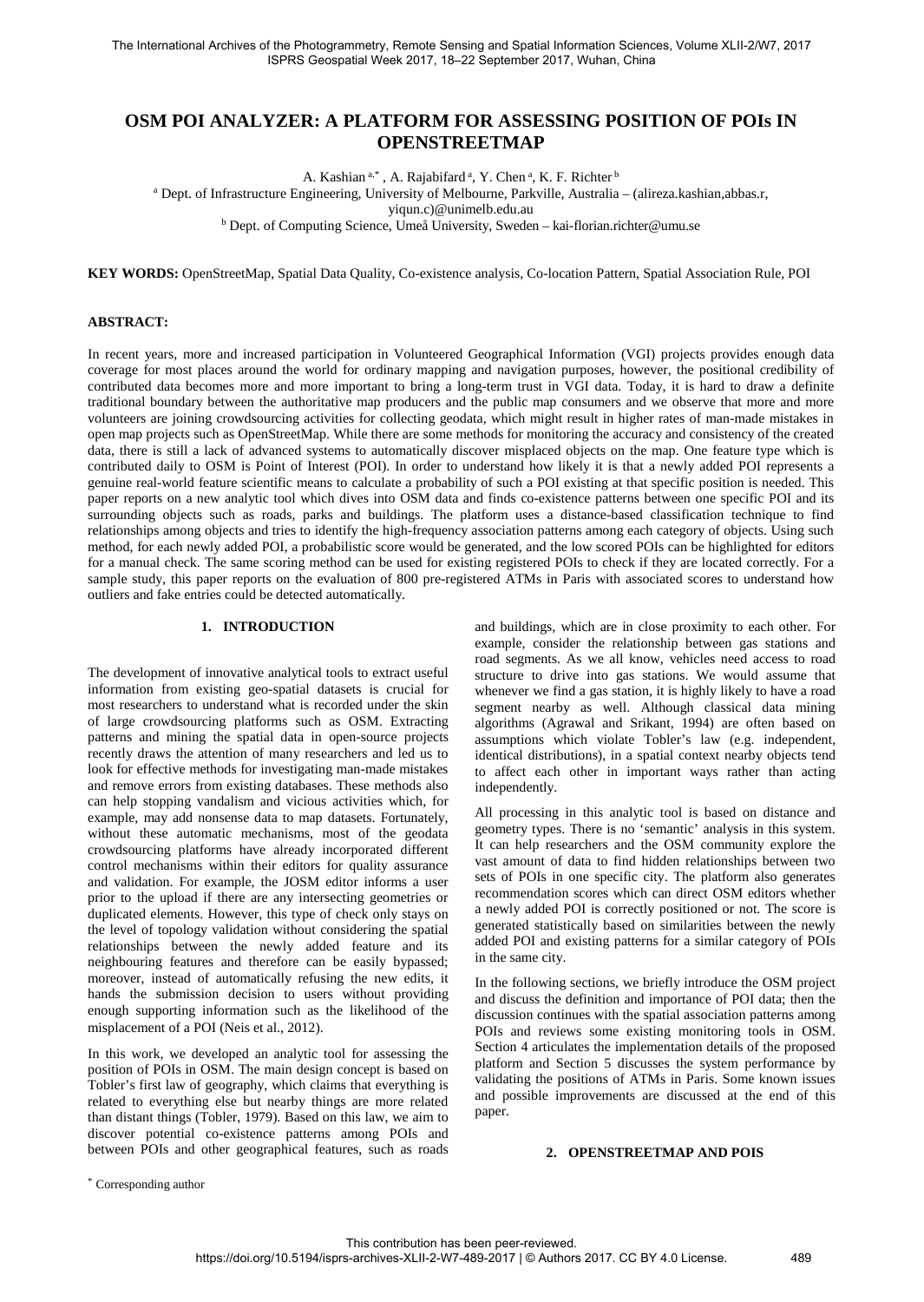# OSM POI ANALYZER: A PLATFORM FOR ASSESSING POSITION OF POIs IN OPENSTREETMAP

A. Kashian [a,*], A. Rajabifard [a], Y. Chen [a], K. F. Richter [b]

[a] Dept. of Infrastructure Engineering, University of Melbourne, Parkville, Australia – (alireza.kashian,abbas.r, yiqun.c)@unimelb.edu.au

[b] Dept. of Computing Science, Umeå University, Sweden – kai-florian.richter@umu.se

**KEY WORDS:** OpenStreetMap, Spatial Data Quality, Co-existence analysis, Co-location Pattern, Spatial Association Rule, POI

## ABSTRACT:

In recent years, more and increased participation in Volunteered Geographical Information (VGI) projects provides enough data coverage for most places around the world for ordinary mapping and navigation purposes, however, the positional credibility of contributed data becomes more and more important to bring a long-term trust in VGI data. Today, it is hard to draw a definite traditional boundary between the authoritative map producers and the public map consumers and we observe that more and more volunteers are joining crowdsourcing activities for collecting geodata, which might result in higher rates of man-made mistakes in open map projects such as OpenStreetMap. While there are some methods for monitoring the accuracy and consistency of the created data, there is still a lack of advanced systems to automatically discover misplaced objects on the map. One feature type which is contributed daily to OSM is Point of Interest (POI). In order to understand how likely it is that a newly added POI represents a genuine real-world feature scientific means to calculate a probability of such a POI existing at that specific position is needed. This paper reports on a new analytic tool which dives into OSM data and finds co-existence patterns between one specific POI and its surrounding objects such as roads, parks and buildings. The platform uses a distance-based classification technique to find relationships among objects and tries to identify the high-frequency association patterns among each category of objects. Using such method, for each newly added POI, a probabilistic score would be generated, and the low scored POIs can be highlighted for editors for a manual check. The same scoring method can be used for existing registered POIs to check if they are located correctly. For a sample study, this paper reports on the evaluation of 800 pre-registered ATMs in Paris with associated scores to understand how outliers and fake entries could be detected automatically.

## 1. INTRODUCTION

The development of innovative analytical tools to extract useful information from existing geo-spatial datasets is crucial for most researchers to understand what is recorded under the skin of large crowdsourcing platforms such as OSM. Extracting patterns and mining the spatial data in open-source projects recently draws the attention of many researchers and led us to look for effective methods for investigating man-made mistakes and remove errors from existing databases. These methods also can help stopping vandalism and vicious activities which, for example, may add nonsense data to map datasets. Fortunately, without these automatic mechanisms, most of the geodata crowdsourcing platforms have already incorporated different control mechanisms within their editors for quality assurance and validation. For example, the JOSM editor informs a user prior to the upload if there are any intersecting geometries or duplicated elements. However, this type of check only stays on the level of topology validation without considering the spatial relationships between the newly added feature and its neighbouring features and therefore can be easily bypassed; moreover, instead of automatically refusing the new edits, it hands the submission decision to users without providing enough supporting information such as the likelihood of the misplacement of a POI (Neis et al., 2012).

In this work, we developed an analytic tool for assessing the position of POIs in OSM. The main design concept is based on Tobler's first law of geography, which claims that everything is related to everything else but nearby things are more related than distant things (Tobler, 1979). Based on this law, we aim to discover potential co-existence patterns among POIs and between POIs and other geographical features, such as roads and buildings, which are in close proximity to each other. For example, consider the relationship between gas stations and road segments. As we all know, vehicles need access to road structure to drive into gas stations. We would assume that whenever we find a gas station, it is highly likely to have a road segment nearby as well. Although classical data mining algorithms (Agrawal and Srikant, 1994) are often based on assumptions which violate Tobler's law (e.g. independent, identical distributions), in a spatial context nearby objects tend to affect each other in important ways rather than acting independently.

All processing in this analytic tool is based on distance and geometry types. There is no 'semantic' analysis in this system. It can help researchers and the OSM community explore the vast amount of data to find hidden relationships between two sets of POIs in one specific city. The platform also generates recommendation scores which can direct OSM editors whether a newly added POI is correctly positioned or not. The score is generated statistically based on similarities between the newly added POI and existing patterns for a similar category of POIs in the same city.

In the following sections, we briefly introduce the OSM project and discuss the definition and importance of POI data; then the discussion continues with the spatial association patterns among POIs and reviews some existing monitoring tools in OSM. Section 4 articulates the implementation details of the proposed platform and Section 5 discusses the system performance by validating the positions of ATMs in Paris. Some known issues and possible improvements are discussed at the end of this paper.

## 2. OPENSTREETMAP AND POIS

[*] Corresponding author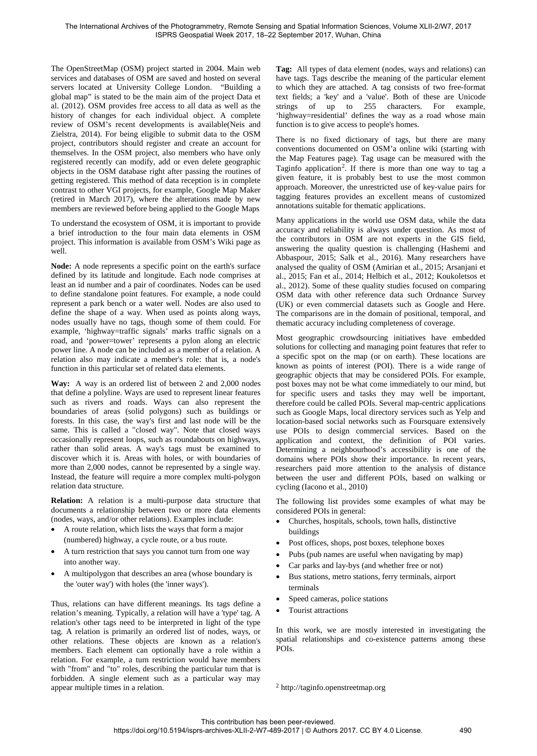The OpenStreetMap (OSM) project started in 2004. Main web services and databases of OSM are saved and hosted on several servers located at University College London. "Building a global map" is stated to be the main aim of the project Data et al. (2012). OSM provides free access to all data as well as the history of changes for each individual object. A complete review of OSM's recent developments is available(Neis and Zielstra, 2014). For being eligible to submit data to the OSM project, contributors should register and create an account for themselves. In the OSM project, also members who have only registered recently can modify, add or even delete geographic objects in the OSM database right after passing the routines of getting registered. This method of data reception is in complete contrast to other VGI projects, for example, Google Map Maker (retired in March 2017), where the alterations made by new members are reviewed before being applied to the Google Maps

To understand the ecosystem of OSM, it is important to provide a brief introduction to the four main data elements in OSM project. This information is available from OSM's Wiki page as well.

**Node:** A node represents a specific point on the earth's surface defined by its latitude and longitude. Each node comprises at least an id number and a pair of coordinates. Nodes can be used to define standalone point features. For example, a node could represent a park bench or a water well. Nodes are also used to define the shape of a way. When used as points along ways, nodes usually have no tags, though some of them could. For example, 'highway=traffic signals' marks traffic signals on a road, and 'power=tower' represents a pylon along an electric power line. A node can be included as a member of a relation. A relation also may indicate a member's role: that is, a node's function in this particular set of related data elements.

**Way:** A way is an ordered list of between 2 and 2,000 nodes that define a polyline. Ways are used to represent linear features such as rivers and roads. Ways can also represent the boundaries of areas (solid polygons) such as buildings or forests. In this case, the way's first and last node will be the same. This is called a "closed way". Note that closed ways occasionally represent loops, such as roundabouts on highways, rather than solid areas. A way's tags must be examined to discover which it is. Areas with holes, or with boundaries of more than 2,000 nodes, cannot be represented by a single way. Instead, the feature will require a more complex multi-polygon relation data structure.

**Relation:** A relation is a multi-purpose data structure that documents a relationship between two or more data elements (nodes, ways, and/or other relations). Examples include:

- A route relation, which lists the ways that form a major (numbered) highway, a cycle route, or a bus route.
- A turn restriction that says you cannot turn from one way into another way.
- A multipolygon that describes an area (whose boundary is the 'outer way') with holes (the 'inner ways').

Thus, relations can have different meanings. Its tags define a relation's meaning. Typically, a relation will have a 'type' tag. A relation's other tags need to be interpreted in light of the type tag. A relation is primarily an ordered list of nodes, ways, or other relations. These objects are known as a relation's members. Each element can optionally have a role within a relation. For example, a turn restriction would have members with "from" and "to" roles, describing the particular turn that is forbidden. A single element such as a particular way may appear multiple times in a relation.

**Tag:** All types of data element (nodes, ways and relations) can have tags. Tags describe the meaning of the particular element to which they are attached. A tag consists of two free-format text fields; a 'key' and a 'value'. Both of these are Unicode strings of up to 255 characters. For example, 'highway=residential' defines the way as a road whose main function is to give access to people's homes.

There is no fixed dictionary of tags, but there are many conventions documented on OSM'a online wiki (starting with the Map Features page). Tag usage can be measured with the Taginfo application[2]. If there is more than one way to tag a given feature, it is probably best to use the most common approach. Moreover, the unrestricted use of key-value pairs for tagging features provides an excellent means of customized annotations suitable for thematic applications.

Many applications in the world use OSM data, while the data accuracy and reliability is always under question. As most of the contributors in OSM are not experts in the GIS field, answering the quality question is challenging (Hashemi and Abbaspour, 2015; Salk et al., 2016). Many researchers have analysed the quality of OSM (Amirian et al., 2015; Arsanjani et al., 2015; Fan et al., 2014; Helbich et al., 2012; Koukoletsos et al., 2012). Some of these quality studies focused on comparing OSM data with other reference data such Ordnance Survey (UK) or even commercial datasets such as Google and Here. The comparisons are in the domain of positional, temporal, and thematic accuracy including completeness of coverage.

Most geographic crowdsourcing initiatives have embedded solutions for collecting and managing point features that refer to a specific spot on the map (or on earth). These locations are known as points of interest (POI). There is a wide range of geographic objects that may be considered POIs. For example, post boxes may not be what come immediately to our mind, but for specific users and tasks they may well be important, therefore could be called POIs. Several map-centric applications such as Google Maps, local directory services such as Yelp and location-based social networks such as Foursquare extensively use POIs to design commercial services. Based on the application and context, the definition of POI varies. Determining a neighbourhood's accessibility is one of the domains where POIs show their importance. In recent years, researchers paid more attention to the analysis of distance between the user and different POIs, based on walking or cycling (Iacono et al., 2010)

The following list provides some examples of what may be considered POIs in general:

- Churches, hospitals, schools, town halls, distinctive buildings
- Post offices, shops, post boxes, telephone boxes
- Pubs (pub names are useful when navigating by map)
- Car parks and lay-bys (and whether free or not)
- Bus stations, metro stations, ferry terminals, airport terminals
- Speed cameras, police stations
- Tourist attractions

In this work, we are mostly interested in investigating the spatial relationships and co-existence patterns among these POIs.

[2] http://taginfo.openstreetmap.org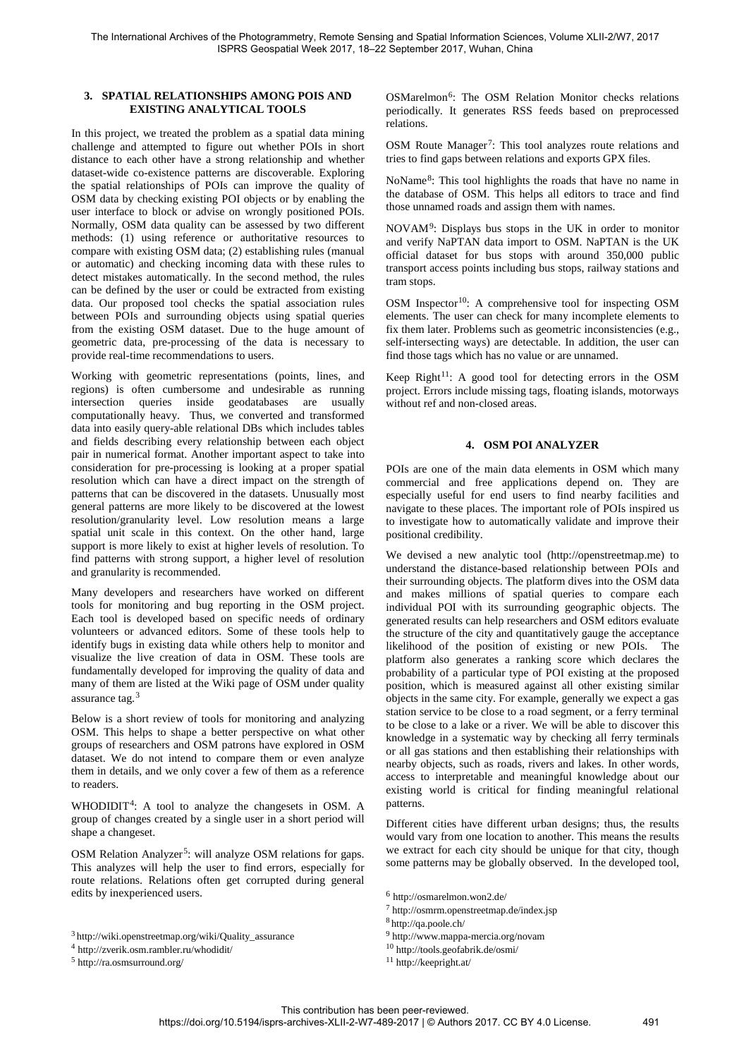## 3. SPATIAL RELATIONSHIPS AMONG POIS AND EXISTING ANALYTICAL TOOLS

In this project, we treated the problem as a spatial data mining challenge and attempted to figure out whether POIs in short distance to each other have a strong relationship and whether dataset-wide co-existence patterns are discoverable. Exploring the spatial relationships of POIs can improve the quality of OSM data by checking existing POI objects or by enabling the user interface to block or advise on wrongly positioned POIs. Normally, OSM data quality can be assessed by two different methods: (1) using reference or authoritative resources to compare with existing OSM data; (2) establishing rules (manual or automatic) and checking incoming data with these rules to detect mistakes automatically. In the second method, the rules can be defined by the user or could be extracted from existing data. Our proposed tool checks the spatial association rules between POIs and surrounding objects using spatial queries from the existing OSM dataset. Due to the huge amount of geometric data, pre-processing of the data is necessary to provide real-time recommendations to users.

Working with geometric representations (points, lines, and regions) is often cumbersome and undesirable as running intersection queries inside geodatabases are usually computationally heavy. Thus, we converted and transformed data into easily query-able relational DBs which includes tables and fields describing every relationship between each object pair in numerical format. Another important aspect to take into consideration for pre-processing is looking at a proper spatial resolution which can have a direct impact on the strength of patterns that can be discovered in the datasets. Unusually most general patterns are more likely to be discovered at the lowest resolution/granularity level. Low resolution means a large spatial unit scale in this context. On the other hand, large support is more likely to exist at higher levels of resolution. To find patterns with strong support, a higher level of resolution and granularity is recommended.

Many developers and researchers have worked on different tools for monitoring and bug reporting in the OSM project. Each tool is developed based on specific needs of ordinary volunteers or advanced editors. Some of these tools help to identify bugs in existing data while others help to monitor and visualize the live creation of data in OSM. These tools are fundamentally developed for improving the quality of data and many of them are listed at the Wiki page of OSM under quality assurance tag.[3]

Below is a short review of tools for monitoring and analyzing OSM. This helps to shape a better perspective on what other groups of researchers and OSM patrons have explored in OSM dataset. We do not intend to compare them or even analyze them in details, and we only cover a few of them as a reference to readers.

WHODIDIT[4]: A tool to analyze the changesets in OSM. A group of changes created by a single user in a short period will shape a changeset.

OSM Relation Analyzer[5]: will analyze OSM relations for gaps. This analyzes will help the user to find errors, especially for route relations. Relations often get corrupted during general edits by inexperienced users.

OSMarelmon[6]: The OSM Relation Monitor checks relations periodically. It generates RSS feeds based on preprocessed relations.

OSM Route Manager[7]: This tool analyzes route relations and tries to find gaps between relations and exports GPX files.

NoName[8]: This tool highlights the roads that have no name in the database of OSM. This helps all editors to trace and find those unnamed roads and assign them with names.

NOVAM[9]: Displays bus stops in the UK in order to monitor and verify NaPTAN data import to OSM. NaPTAN is the UK official dataset for bus stops with around 350,000 public transport access points including bus stops, railway stations and tram stops.

OSM Inspector[10]: A comprehensive tool for inspecting OSM elements. The user can check for many incomplete elements to fix them later. Problems such as geometric inconsistencies (e.g., self-intersecting ways) are detectable. In addition, the user can find those tags which has no value or are unnamed.

Keep Right[11]: A good tool for detecting errors in the OSM project. Errors include missing tags, floating islands, motorways without ref and non-closed areas.

## 4. OSM POI ANALYZER

POIs are one of the main data elements in OSM which many commercial and free applications depend on. They are especially useful for end users to find nearby facilities and navigate to these places. The important role of POIs inspired us to investigate how to automatically validate and improve their positional credibility.

We devised a new analytic tool (http://openstreetmap.me) to understand the distance-based relationship between POIs and their surrounding objects. The platform dives into the OSM data and makes millions of spatial queries to compare each individual POI with its surrounding geographic objects. The generated results can help researchers and OSM editors evaluate the structure of the city and quantitatively gauge the acceptance likelihood of the position of existing or new POIs. The platform also generates a ranking score which declares the probability of a particular type of POI existing at the proposed position, which is measured against all other existing similar objects in the same city. For example, generally we expect a gas station service to be close to a road segment, or a ferry terminal to be close to a lake or a river. We will be able to discover this knowledge in a systematic way by checking all ferry terminals or all gas stations and then establishing their relationships with nearby objects, such as roads, rivers and lakes. In other words, access to interpretable and meaningful knowledge about our existing world is critical for finding meaningful relational patterns.

Different cities have different urban designs; thus, the results would vary from one location to another. This means the results we extract for each city should be unique for that city, though some patterns may be globally observed. In the developed tool,

[3] http://wiki.openstreetmap.org/wiki/Quality_assurance

[4] http://zverik.osm.rambler.ru/whodidit/

[5] http://ra.osmsurround.org/

[6] http://osmarelmon.won2.de/

[7] http://osmrm.openstreetmap.de/index.jsp

[8] http://qa.poole.ch/

[9] http://www.mappa-mercia.org/novam

[10] http://tools.geofabrik.de/osmi/

[11] http://keepright.at/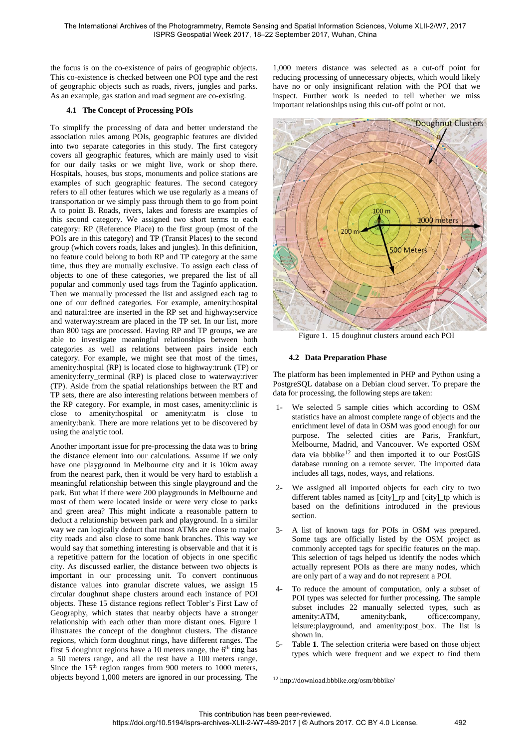the focus is on the co-existence of pairs of geographic objects. This co-existence is checked between one POI type and the rest of geographic objects such as roads, rivers, jungles and parks. As an example, gas station and road segment are co-existing.

### 4.1 The Concept of Processing POIs

To simplify the processing of data and better understand the association rules among POIs, geographic features are divided into two separate categories in this study. The first category covers all geographic features, which are mainly used to visit for our daily tasks or we might live, work or shop there. Hospitals, houses, bus stops, monuments and police stations are examples of such geographic features. The second category refers to all other features which we use regularly as a means of transportation or we simply pass through them to go from point A to point B. Roads, rivers, lakes and forests are examples of this second category. We assigned two short terms to each category: RP (Reference Place) to the first group (most of the POIs are in this category) and TP (Transit Places) to the second group (which covers roads, lakes and jungles). In this definition, no feature could belong to both RP and TP category at the same time, thus they are mutually exclusive. To assign each class of objects to one of these categories, we prepared the list of all popular and commonly used tags from the Taginfo application. Then we manually processed the list and assigned each tag to one of our defined categories. For example, amenity:hospital and natural:tree are inserted in the RP set and highway:service and waterway:stream are placed in the TP set. In our list, more than 800 tags are processed. Having RP and TP groups, we are able to investigate meaningful relationships between both categories as well as relations between pairs inside each category. For example, we might see that most of the times, amenity:hospital (RP) is located close to highway:trunk (TP) or amenity:ferry_terminal (RP) is placed close to waterway:river (TP). Aside from the spatial relationships between the RT and TP sets, there are also interesting relations between members of the RP category. For example, in most cases, amenity:clinic is close to amenity:hospital or amenity:atm is close to amenity:bank. There are more relations yet to be discovered by using the analytic tool.

Another important issue for pre-processing the data was to bring the distance element into our calculations. Assume if we only have one playground in Melbourne city and it is 10km away from the nearest park, then it would be very hard to establish a meaningful relationship between this single playground and the park. But what if there were 200 playgrounds in Melbourne and most of them were located inside or were very close to parks and green area? This might indicate a reasonable pattern to deduct a relationship between park and playground. In a similar way we can logically deduct that most ATMs are close to major city roads and also close to some bank branches. This way we would say that something interesting is observable and that it is a repetitive pattern for the location of objects in one specific city. As discussed earlier, the distance between two objects is important in our processing unit. To convert continuous distance values into granular discrete values, we assign 15 circular doughnut shape clusters around each instance of POI objects. These 15 distance regions reflect Tobler's First Law of Geography, which states that nearby objects have a stronger relationship with each other than more distant ones. Figure 1 illustrates the concept of the doughnut clusters. The distance regions, which form doughnut rings, have different ranges. The first 5 doughnut regions have a 10 meters range, the 6th ring has a 50 meters range, and all the rest have a 100 meters range. Since the 15th region ranges from 900 meters to 1000 meters, objects beyond 1,000 meters are ignored in our processing. The 1,000 meters distance was selected as a cut-off point for reducing processing of unnecessary objects, which would likely have no or only insignificant relation with the POI that we inspect. Further work is needed to tell whether we miss important relationships using this cut-off point or not.

Figure 1. 15 doughnut clusters around each POI

### 4.2 Data Preparation Phase

The platform has been implemented in PHP and Python using a PostgreSQL database on a Debian cloud server. To prepare the data for processing, the following steps are taken:

1- We selected 5 sample cities which according to OSM statistics have an almost complete range of objects and the enrichment level of data in OSM was good enough for our purpose. The selected cities are Paris, Frankfurt, Melbourne, Madrid, and Vancouver. We exported OSM data via bbbike[12] and then imported it to our PostGIS database running on a remote server. The imported data includes all tags, nodes, ways, and relations.

2- We assigned all imported objects for each city to two different tables named as [city]_rp and [city]_tp which is based on the definitions introduced in the previous section.

3- A list of known tags for POIs in OSM was prepared. Some tags are officially listed by the OSM project as commonly accepted tags for specific features on the map. This selection of tags helped us identify the nodes which actually represent POIs as there are many nodes, which are only part of a way and do not represent a POI.

4- To reduce the amount of computation, only a subset of POI types was selected for further processing. The sample subset includes 22 manually selected types, such as amenity:ATM, amenity:bank, office:company, leisure:playground, and amenity:post_box. The list is shown in.

5- Table **1**. The selection criteria were based on those object types which were frequent and we expect to find them

[12] http://download.bbbike.org/osm/bbbike/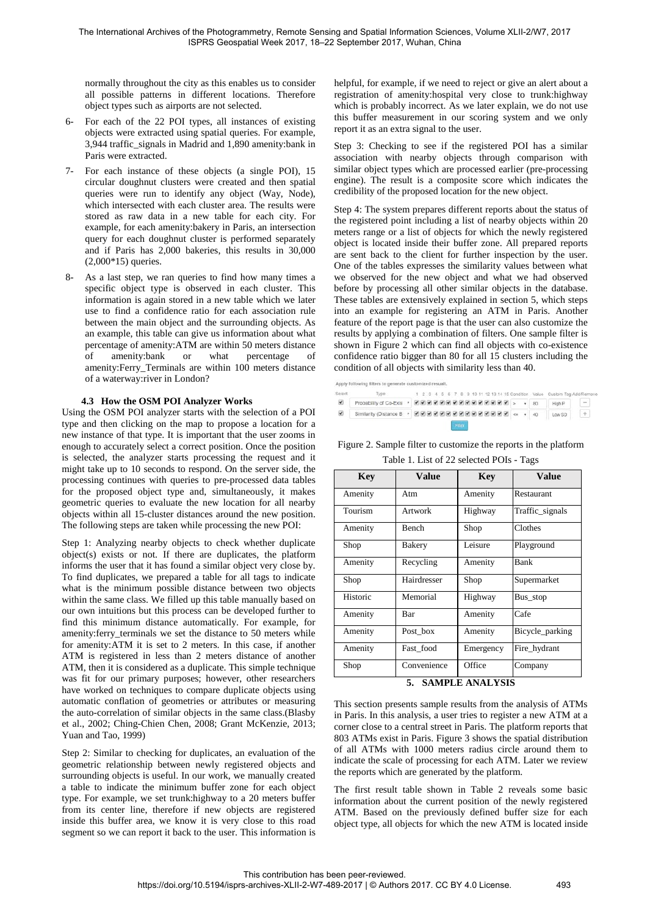normally throughout the city as this enables us to consider all possible patterns in different locations. Therefore object types such as airports are not selected.

6- For each of the 22 POI types, all instances of existing objects were extracted using spatial queries. For example, 3,944 traffic_signals in Madrid and 1,890 amenity:bank in Paris were extracted.

7- For each instance of these objects (a single POI), 15 circular doughnut clusters were created and then spatial queries were run to identify any object (Way, Node), which intersected with each cluster area. The results were stored as raw data in a new table for each city. For example, for each amenity:bakery in Paris, an intersection query for each doughnut cluster is performed separately and if Paris has 2,000 bakeries, this results in 30,000 (2,000*15) queries.

8- As a last step, we ran queries to find how many times a specific object type is observed in each cluster. This information is again stored in a new table which we later use to find a confidence ratio for each association rule between the main object and the surrounding objects. As an example, this table can give us information about what percentage of amenity:ATM are within 50 meters distance of amenity:bank or what percentage of amenity:Ferry_Terminals are within 100 meters distance of a waterway:river in London?

### 4.3 How the OSM POI Analyzer Works

Using the OSM POI analyzer starts with the selection of a POI type and then clicking on the map to propose a location for a new instance of that type. It is important that the user zooms in enough to accurately select a correct position. Once the position is selected, the analyzer starts processing the request and it might take up to 10 seconds to respond. On the server side, the processing continues with queries to pre-processed data tables for the proposed object type and, simultaneously, it makes geometric queries to evaluate the new location for all nearby objects within all 15-cluster distances around the new position. The following steps are taken while processing the new POI:

Step 1: Analyzing nearby objects to check whether duplicate object(s) exists or not. If there are duplicates, the platform informs the user that it has found a similar object very close by. To find duplicates, we prepared a table for all tags to indicate what is the minimum possible distance between two objects within the same class. We filled up this table manually based on our own intuitions but this process can be developed further to find this minimum distance automatically. For example, for amenity:ferry_terminals we set the distance to 50 meters while for amenity:ATM it is set to 2 meters. In this case, if another ATM is registered in less than 2 meters distance of another ATM, then it is considered as a duplicate. This simple technique was fit for our primary purposes; however, other researchers have worked on techniques to compare duplicate objects using automatic conflation of geometries or attributes or measuring the auto-correlation of similar objects in the same class.(Blasby et al., 2002; Ching-Chien Chen, 2008; Grant McKenzie, 2013; Yuan and Tao, 1999)

Step 2: Similar to checking for duplicates, an evaluation of the geometric relationship between newly registered objects and surrounding objects is useful. In our work, we manually created a table to indicate the minimum buffer zone for each object type. For example, we set trunk:highway to a 20 meters buffer from its center line, therefore if new objects are registered inside this buffer area, we know it is very close to this road segment so we can report it back to the user. This information is helpful, for example, if we need to reject or give an alert about a registration of amenity:hospital very close to trunk:highway which is probably incorrect. As we later explain, we do not use this buffer measurement in our scoring system and we only report it as an extra signal to the user.

Step 3: Checking to see if the registered POI has a similar association with nearby objects through comparison with similar object types which are processed earlier (pre-processing engine). The result is a composite score which indicates the credibility of the proposed location for the new object.

Step 4: The system prepares different reports about the status of the registered point including a list of nearby objects within 20 meters range or a list of objects for which the newly registered object is located inside their buffer zone. All prepared reports are sent back to the client for further inspection by the user. One of the tables expresses the similarity values between what we observed for the new object and what we had observed before by processing all other similar objects in the database. These tables are extensively explained in section 5, which steps into an example for registering an ATM in Paris. Another feature of the report page is that the user can also customize the results by applying a combination of filters. One sample filter is shown in Figure 2 which can find all objects with co-existence confidence ratio bigger than 80 for all 15 clusters including the condition of all objects with similarity less than 40.

Figure 2. Sample filter to customize the reports in the platform

Table 1. List of 22 selected POIs - Tags

| Key | Value | Key | Value |
|---|---|---|---|
| Amenity | Atm | Amenity | Restaurant |
| Tourism | Artwork | Highway | Traffic_signals |
| Amenity | Bench | Shop | Clothes |
| Shop | Bakery | Leisure | Playground |
| Amenity | Recycling | Amenity | Bank |
| Shop | Hairdresser | Shop | Supermarket |
| Historic | Memorial | Highway | Bus_stop |
| Amenity | Bar | Amenity | Cafe |
| Amenity | Post_box | Amenity | Bicycle_parking |
| Amenity | Fast_food | Emergency | Fire_hydrant |
| Shop | Convenience | Office | Company |

## 5. SAMPLE ANALYSIS

This section presents sample results from the analysis of ATMs in Paris. In this analysis, a user tries to register a new ATM at a corner close to a central street in Paris. The platform reports that 803 ATMs exist in Paris. Figure 3 shows the spatial distribution of all ATMs with 1000 meters radius circle around them to indicate the scale of processing for each ATM. Later we review the reports which are generated by the platform.

The first result table shown in Table 2 reveals some basic information about the current position of the newly registered ATM. Based on the previously defined buffer size for each object type, all objects for which the new ATM is located inside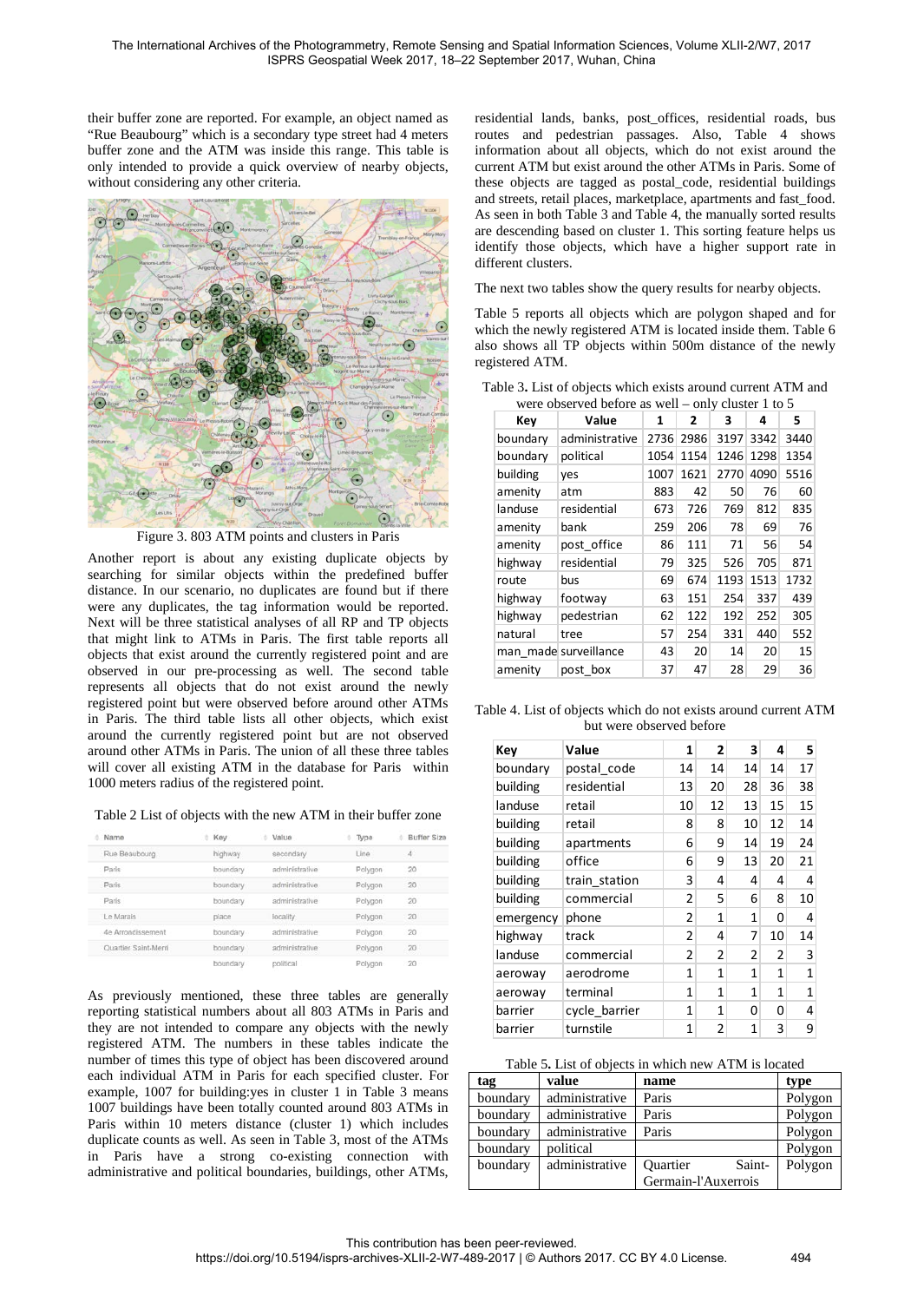their buffer zone are reported. For example, an object named as "Rue Beaubourg" which is a secondary type street had 4 meters buffer zone and the ATM was inside this range. This table is only intended to provide a quick overview of nearby objects, without considering any other criteria.

Figure 3. 803 ATM points and clusters in Paris

Another report is about any existing duplicate objects by searching for similar objects within the predefined buffer distance. In our scenario, no duplicates are found but if there were any duplicates, the tag information would be reported. Next will be three statistical analyses of all RP and TP objects that might link to ATMs in Paris. The first table reports all objects that exist around the currently registered point and are observed in our pre-processing as well. The second table represents all objects that do not exist around the newly registered point but were observed before around other ATMs in Paris. The third table lists all other objects, which exist around the currently registered point but are not observed around other ATMs in Paris. The union of all these three tables will cover all existing ATM in the database for Paris within 1000 meters radius of the registered point.

Table 2 List of objects with the new ATM in their buffer zone

| Name | Key | Value | Type | Buffer Size |
|---|---|---|---|---|
| Rue Beaubourg | highway | secondary | Line | 4 |
| Paris | boundary | administrative | Polygon | 20 |
| Paris | boundary | administrative | Polygon | 20 |
| Paris | boundary | administrative | Polygon | 20 |
| Le Marais | place | locality | Polygon | 20 |
| 4e Arrondissement | boundary | administrative | Polygon | 20 |
| Quartier Saint-Merri | boundary | administrative | Polygon | 20 |
| | boundary | political | Polygon | 20 |

As previously mentioned, these three tables are generally reporting statistical numbers about all 803 ATMs in Paris and they are not intended to compare any objects with the newly registered ATM. The numbers in these tables indicate the number of times this type of object has been discovered around each individual ATM in Paris for each specified cluster. For example, 1007 for building:yes in cluster 1 in Table 3 means 1007 buildings have been totally counted around 803 ATMs in Paris within 10 meters distance (cluster 1) which includes duplicate counts as well. As seen in Table 3, most of the ATMs in Paris have a strong co-existing connection with administrative and political boundaries, buildings, other ATMs, residential lands, banks, post_offices, residential roads, bus routes and pedestrian passages. Also, Table 4 shows information about all objects, which do not exist around the current ATM but exist around the other ATMs in Paris. Some of these objects are tagged as postal_code, residential buildings and streets, retail places, marketplace, apartments and fast_food. As seen in both Table 3 and Table 4, the manually sorted results are descending based on cluster 1. This sorting feature helps us identify those objects, which have a higher support rate in different clusters.

The next two tables show the query results for nearby objects.

Table 5 reports all objects which are polygon shaped and for which the newly registered ATM is located inside them. Table 6 also shows all TP objects within 500m distance of the newly registered ATM.

Table 3. List of objects which exists around current ATM and were observed before as well – only cluster 1 to 5

| Key | Value | 1 | 2 | 3 | 4 | 5 |
|---|---|---|---|---|---|---|
| boundary | administrative | 2736 | 2986 | 3197 | 3342 | 3440 |
| boundary | political | 1054 | 1154 | 1246 | 1298 | 1354 |
| building | yes | 1007 | 1621 | 2770 | 4090 | 5516 |
| amenity | atm | 883 | 42 | 50 | 76 | 60 |
| landuse | residential | 673 | 726 | 769 | 812 | 835 |
| amenity | bank | 259 | 206 | 78 | 69 | 76 |
| amenity | post_office | 86 | 111 | 71 | 56 | 54 |
| highway | residential | 79 | 325 | 526 | 705 | 871 |
| route | bus | 69 | 674 | 1193 | 1513 | 1732 |
| highway | footway | 63 | 151 | 254 | 337 | 439 |
| highway | pedestrian | 62 | 122 | 192 | 252 | 305 |
| natural | tree | 57 | 254 | 331 | 440 | 552 |
| man_made | surveillance | 43 | 20 | 14 | 20 | 15 |
| amenity | post_box | 37 | 47 | 28 | 29 | 36 |

Table 4. List of objects which do not exists around current ATM but were observed before

| Key | Value | 1 | 2 | 3 | 4 | 5 |
|---|---|---|---|---|---|---|
| boundary | postal_code | 14 | 14 | 14 | 14 | 17 |
| building | residential | 13 | 20 | 28 | 36 | 38 |
| landuse | retail | 10 | 12 | 13 | 15 | 15 |
| building | retail | 8 | 8 | 10 | 12 | 14 |
| building | apartments | 6 | 9 | 14 | 19 | 24 |
| building | office | 6 | 9 | 13 | 20 | 21 |
| building | train_station | 3 | 4 | 4 | 4 | 4 |
| building | commercial | 2 | 5 | 6 | 8 | 10 |
| emergency | phone | 2 | 1 | 1 | 0 | 4 |
| highway | track | 2 | 4 | 7 | 10 | 14 |
| landuse | commercial | 2 | 2 | 2 | 2 | 3 |
| aeroway | aerodrome | 1 | 1 | 1 | 1 | 1 |
| aeroway | terminal | 1 | 1 | 1 | 1 | 1 |
| barrier | cycle_barrier | 1 | 1 | 0 | 0 | 4 |
| barrier | turnstile | 1 | 2 | 1 | 3 | 9 |

Table 5. List of objects in which new ATM is located

| tag | value | name | type |
|---|---|---|---|
| boundary | administrative | Paris | Polygon |
| boundary | administrative | Paris | Polygon |
| boundary | administrative | Paris | Polygon |
| boundary | political | | Polygon |
| boundary | administrative | Quartier Saint-Germain-l'Auxerrois | Polygon |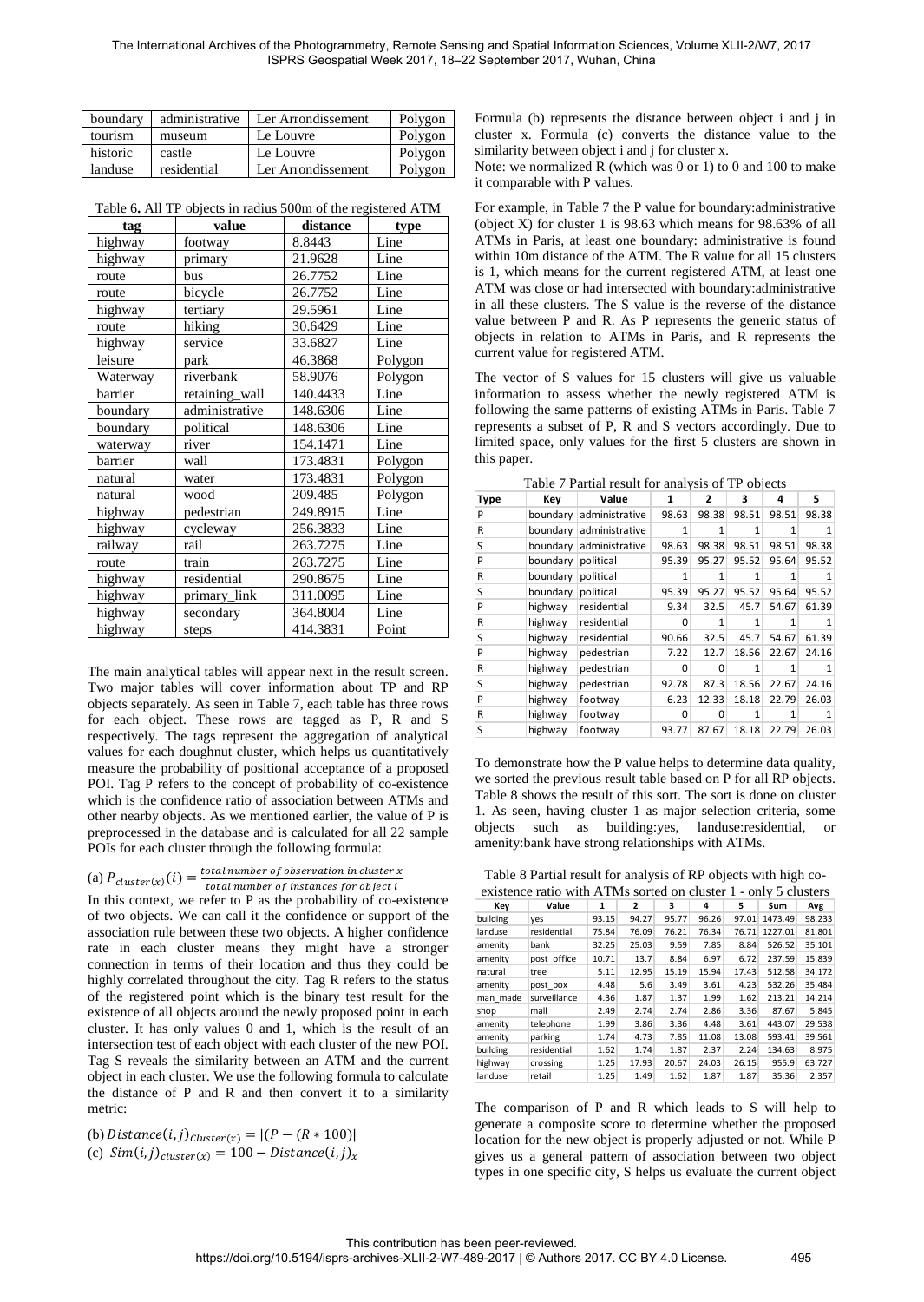| boundary | administrative | Ler Arrondissement | Polygon |
|---|---|---|---|
| tourism | museum | Le Louvre | Polygon |
| historic | castle | Le Louvre | Polygon |
| landuse | residential | Ler Arrondissement | Polygon |

Table 6**.** All TP objects in radius 500m of the registered ATM

| tag | value | distance | type |
|---|---|---|---|
| highway | footway | 8.8443 | Line |
| highway | primary | 21.9628 | Line |
| route | bus | 26.7752 | Line |
| route | bicycle | 26.7752 | Line |
| highway | tertiary | 29.5961 | Line |
| route | hiking | 30.6429 | Line |
| highway | service | 33.6827 | Line |
| leisure | park | 46.3868 | Polygon |
| Waterway | riverbank | 58.9076 | Polygon |
| barrier | retaining_wall | 140.4433 | Line |
| boundary | administrative | 148.6306 | Line |
| boundary | political | 148.6306 | Line |
| waterway | river | 154.1471 | Line |
| barrier | wall | 173.4831 | Polygon |
| natural | water | 173.4831 | Polygon |
| natural | wood | 209.485 | Polygon |
| highway | pedestrian | 249.8915 | Line |
| highway | cycleway | 256.3833 | Line |
| railway | rail | 263.7275 | Line |
| route | train | 263.7275 | Line |
| highway | residential | 290.8675 | Line |
| highway | primary_link | 311.0095 | Line |
| highway | secondary | 364.8004 | Line |
| highway | steps | 414.3831 | Point |

The main analytical tables will appear next in the result screen. Two major tables will cover information about TP and RP objects separately. As seen in Table 7, each table has three rows for each object. These rows are tagged as P, R and S respectively. The tags represent the aggregation of analytical values for each doughnut cluster, which helps us quantitatively measure the probability of positional acceptance of a proposed POI. Tag P refers to the concept of probability of co-existence which is the confidence ratio of association between ATMs and other nearby objects. As we mentioned earlier, the value of P is preprocessed in the database and is calculated for all 22 sample POIs for each cluster through the following formula:

(a) $P_{cluster(x)}(i) = \frac{total\, number\, of\, observation\, in\, cluster\, x}{total\, number\, of\, instances\, for\, object\, i}$

In this context, we refer to P as the probability of co-existence of two objects. We can call it the confidence or support of the association rule between these two objects. A higher confidence rate in each cluster means they might have a stronger connection in terms of their location and thus they could be highly correlated throughout the city. Tag R refers to the status of the registered point which is the binary test result for the existence of all objects around the newly proposed point in each cluster. It has only values 0 and 1, which is the result of an intersection test of each object with each cluster of the new POI. Tag S reveals the similarity between an ATM and the current object in each cluster. We use the following formula to calculate the distance of P and R and then convert it to a similarity metric:

(b) $Distance(i,j)_{Cluster(x)} = |(P - (R * 100)|$

(c) $Sim(i,j)_{cluster(x)} = 100 - Distance(i,j)_x$

Formula (b) represents the distance between object i and j in cluster x. Formula (c) converts the distance value to the similarity between object i and j for cluster x.

Note: we normalized R (which was 0 or 1) to 0 and 100 to make it comparable with P values.

For example, in Table 7 the P value for boundary:administrative (object X) for cluster 1 is 98.63 which means for 98.63% of all ATMs in Paris, at least one boundary: administrative is found within 10m distance of the ATM. The R value for all 15 clusters is 1, which means for the current registered ATM, at least one ATM was close or had intersected with boundary:administrative in all these clusters. The S value is the reverse of the distance value between P and R. As P represents the generic status of objects in relation to ATMs in Paris, and R represents the current value for registered ATM.

The vector of S values for 15 clusters will give us valuable information to assess whether the newly registered ATM is following the same patterns of existing ATMs in Paris. Table 7 represents a subset of P, R and S vectors accordingly. Due to limited space, only values for the first 5 clusters are shown in this paper.

Table 7 Partial result for analysis of TP objects

| Type | Key | Value | 1 | 2 | 3 | 4 | 5 |
|---|---|---|---|---|---|---|---|
| P | boundary | administrative | 98.63 | 98.38 | 98.51 | 98.51 | 98.38 |
| R | boundary | administrative | 1 | 1 | 1 | 1 | 1 |
| S | boundary | administrative | 98.63 | 98.38 | 98.51 | 98.51 | 98.38 |
| P | boundary | political | 95.39 | 95.27 | 95.52 | 95.64 | 95.52 |
| R | boundary | political | 1 | 1 | 1 | 1 | 1 |
| S | boundary | political | 95.39 | 95.27 | 95.52 | 95.64 | 95.52 |
| P | highway | residential | 9.34 | 32.5 | 45.7 | 54.67 | 61.39 |
| R | highway | residential | 0 | 1 | 1 | 1 | 1 |
| S | highway | residential | 90.66 | 32.5 | 45.7 | 54.67 | 61.39 |
| P | highway | pedestrian | 7.22 | 12.7 | 18.56 | 22.67 | 24.16 |
| R | highway | pedestrian | 0 | 0 | 1 | 1 | 1 |
| S | highway | pedestrian | 92.78 | 87.3 | 18.56 | 22.67 | 24.16 |
| P | highway | footway | 6.23 | 12.33 | 18.18 | 22.79 | 26.03 |
| R | highway | footway | 0 | 0 | 1 | 1 | 1 |
| S | highway | footway | 93.77 | 87.67 | 18.18 | 22.79 | 26.03 |

To demonstrate how the P value helps to determine data quality, we sorted the previous result table based on P for all RP objects. Table 8 shows the result of this sort. The sort is done on cluster 1. As seen, having cluster 1 as major selection criteria, some objects such as building:yes, landuse:residential, or amenity:bank have strong relationships with ATMs.

Table 8 Partial result for analysis of RP objects with high co-existence ratio with ATMs sorted on cluster 1 - only 5 clusters

| Key | Value | 1 | 2 | 3 | 4 | 5 | Sum | Avg |
|---|---|---|---|---|---|---|---|---|
| building | yes | 93.15 | 94.27 | 95.77 | 96.26 | 97.01 | 1473.49 | 98.233 |
| landuse | residential | 75.84 | 76.09 | 76.21 | 76.34 | 76.71 | 1227.01 | 81.801 |
| amenity | bank | 32.25 | 25.03 | 9.59 | 7.85 | 8.84 | 526.52 | 35.101 |
| amenity | post_office | 10.71 | 13.7 | 8.84 | 6.97 | 6.72 | 237.59 | 15.839 |
| natural | tree | 5.11 | 12.95 | 15.19 | 15.94 | 17.43 | 512.58 | 34.172 |
| amenity | post_box | 4.48 | 5.6 | 3.49 | 3.61 | 4.23 | 532.26 | 35.484 |
| man_made | surveillance | 4.36 | 1.87 | 1.37 | 1.99 | 1.62 | 213.21 | 14.214 |
| shop | mall | 2.49 | 2.74 | 2.74 | 2.86 | 3.36 | 87.67 | 5.845 |
| amenity | telephone | 1.99 | 3.86 | 3.36 | 4.48 | 3.61 | 443.07 | 29.538 |
| amenity | parking | 1.74 | 4.73 | 7.85 | 11.08 | 13.08 | 593.41 | 39.561 |
| building | residential | 1.62 | 1.74 | 1.87 | 2.37 | 2.24 | 134.63 | 8.975 |
| highway | crossing | 1.25 | 17.93 | 20.67 | 24.03 | 26.15 | 955.9 | 63.727 |
| landuse | retail | 1.25 | 1.49 | 1.62 | 1.87 | 1.87 | 35.36 | 2.357 |

The comparison of P and R which leads to S will help to generate a composite score to determine whether the proposed location for the new object is properly adjusted or not. While P gives us a general pattern of association between two object types in one specific city, S helps us evaluate the current object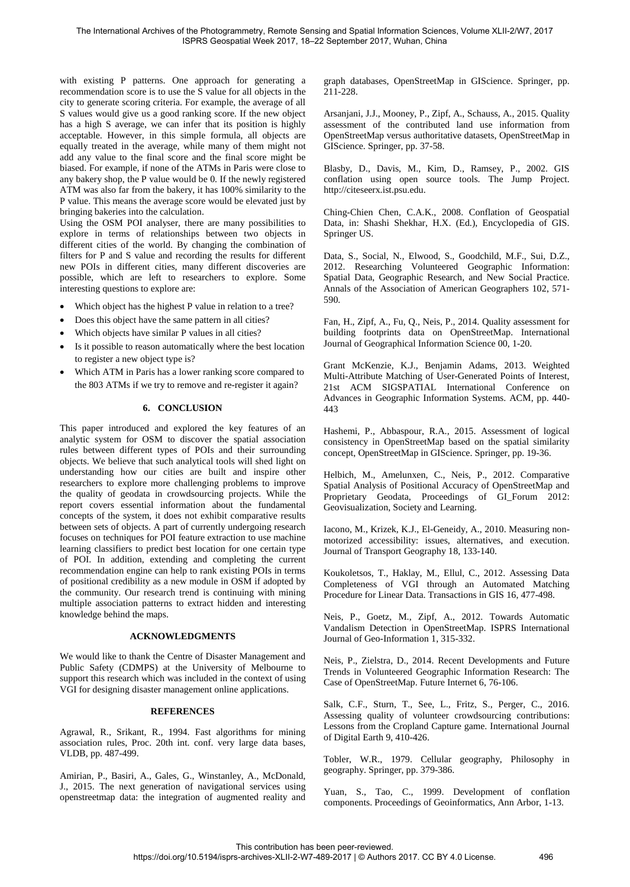with existing P patterns. One approach for generating a recommendation score is to use the S value for all objects in the city to generate scoring criteria. For example, the average of all S values would give us a good ranking score. If the new object has a high S average, we can infer that its position is highly acceptable. However, in this simple formula, all objects are equally treated in the average, while many of them might not add any value to the final score and the final score might be biased. For example, if none of the ATMs in Paris were close to any bakery shop, the P value would be 0. If the newly registered ATM was also far from the bakery, it has 100% similarity to the P value. This means the average score would be elevated just by bringing bakeries into the calculation.

Using the OSM POI analyser, there are many possibilities to explore in terms of relationships between two objects in different cities of the world. By changing the combination of filters for P and S value and recording the results for different new POIs in different cities, many different discoveries are possible, which are left to researchers to explore. Some interesting questions to explore are:

- Which object has the highest P value in relation to a tree?
- Does this object have the same pattern in all cities?
- Which objects have similar P values in all cities?
- Is it possible to reason automatically where the best location to register a new object type is?
- Which ATM in Paris has a lower ranking score compared to the 803 ATMs if we try to remove and re-register it again?

## 6. CONCLUSION

This paper introduced and explored the key features of an analytic system for OSM to discover the spatial association rules between different types of POIs and their surrounding objects. We believe that such analytical tools will shed light on understanding how our cities are built and inspire other researchers to explore more challenging problems to improve the quality of geodata in crowdsourcing projects. While the report covers essential information about the fundamental concepts of the system, it does not exhibit comparative results between sets of objects. A part of currently undergoing research focuses on techniques for POI feature extraction to use machine learning classifiers to predict best location for one certain type of POI. In addition, extending and completing the current recommendation engine can help to rank existing POIs in terms of positional credibility as a new module in OSM if adopted by the community. Our research trend is continuing with mining multiple association patterns to extract hidden and interesting knowledge behind the maps.

## ACKNOWLEDGMENTS

We would like to thank the Centre of Disaster Management and Public Safety (CDMPS) at the University of Melbourne to support this research which was included in the context of using VGI for designing disaster management online applications.

## REFERENCES

Agrawal, R., Srikant, R., 1994. Fast algorithms for mining association rules, Proc. 20th int. conf. very large data bases, VLDB, pp. 487-499.

Amirian, P., Basiri, A., Gales, G., Winstanley, A., McDonald, J., 2015. The next generation of navigational services using openstreetmap data: the integration of augmented reality and graph databases, OpenStreetMap in GIScience. Springer, pp. 211-228.

Arsanjani, J.J., Mooney, P., Zipf, A., Schauss, A., 2015. Quality assessment of the contributed land use information from OpenStreetMap versus authoritative datasets, OpenStreetMap in GIScience. Springer, pp. 37-58.

Blasby, D., Davis, M., Kim, D., Ramsey, P., 2002. GIS conflation using open source tools. The Jump Project. http://citeseerx.ist.psu.edu.

Ching-Chien Chen, C.A.K., 2008. Conflation of Geospatial Data, in: Shashi Shekhar, H.X. (Ed.), Encyclopedia of GIS. Springer US.

Data, S., Social, N., Elwood, S., Goodchild, M.F., Sui, D.Z., 2012. Researching Volunteered Geographic Information: Spatial Data, Geographic Research, and New Social Practice. Annals of the Association of American Geographers 102, 571-590.

Fan, H., Zipf, A., Fu, Q., Neis, P., 2014. Quality assessment for building footprints data on OpenStreetMap. International Journal of Geographical Information Science 00, 1-20.

Grant McKenzie, K.J., Benjamin Adams, 2013. Weighted Multi-Attribute Matching of User-Generated Points of Interest, 21st ACM SIGSPATIAL International Conference on Advances in Geographic Information Systems. ACM, pp. 440-443

Hashemi, P., Abbaspour, R.A., 2015. Assessment of logical consistency in OpenStreetMap based on the spatial similarity concept, OpenStreetMap in GIScience. Springer, pp. 19-36.

Helbich, M., Amelunxen, C., Neis, P., 2012. Comparative Spatial Analysis of Positional Accuracy of OpenStreetMap and Proprietary Geodata, Proceedings of GI_Forum 2012: Geovisualization, Society and Learning.

Iacono, M., Krizek, K.J., El-Geneidy, A., 2010. Measuring non-motorized accessibility: issues, alternatives, and execution. Journal of Transport Geography 18, 133-140.

Koukoletsos, T., Haklay, M., Ellul, C., 2012. Assessing Data Completeness of VGI through an Automated Matching Procedure for Linear Data. Transactions in GIS 16, 477-498.

Neis, P., Goetz, M., Zipf, A., 2012. Towards Automatic Vandalism Detection in OpenStreetMap. ISPRS International Journal of Geo-Information 1, 315-332.

Neis, P., Zielstra, D., 2014. Recent Developments and Future Trends in Volunteered Geographic Information Research: The Case of OpenStreetMap. Future Internet 6, 76-106.

Salk, C.F., Sturn, T., See, L., Fritz, S., Perger, C., 2016. Assessing quality of volunteer crowdsourcing contributions: Lessons from the Cropland Capture game. International Journal of Digital Earth 9, 410-426.

Tobler, W.R., 1979. Cellular geography, Philosophy in geography. Springer, pp. 379-386.

Yuan, S., Tao, C., 1999. Development of conflation components. Proceedings of Geoinformatics, Ann Arbor, 1-13.